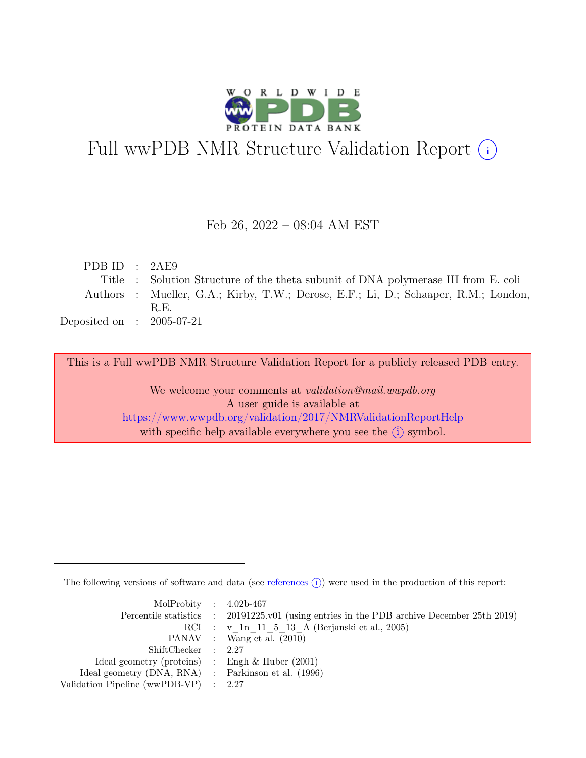# Full wwPDB NMR Structure Validation Report (i)

Feb 26, 2022 – 08:04 AM EST

| | | |
|---|---|---|
| PDB ID | : | 2AE9 |
| Title | : | Solution Structure of the theta subunit of DNA polymerase III from E. coli |
| Authors | : | Mueller, G.A.; Kirby, T.W.; Derose, E.F.; Li, D.; Schaaper, R.M.; London, R.E. |
| Deposited on | : | 2005-07-21 |

This is a Full wwPDB NMR Structure Validation Report for a publicly released PDB entry.

We welcome your comments at *validation@mail.wwpdb.org*
A user guide is available at
https://www.wwpdb.org/validation/2017/NMRValidationReportHelp
with specific help available everywhere you see the (i) symbol.

---

The following versions of software and data (see references (i)) were used in the production of this report:

| | | |
|---|---|---|
| MolProbity | : | 4.02b-467 |
| Percentile statistics | : | 20191225.v01 (using entries in the PDB archive December 25th 2019) |
| RCI | : | v_1n_11_5_13_A (Berjanski et al., 2005) |
| PANAV | : | Wang et al. (2010) |
| ShiftChecker | : | 2.27 |
| Ideal geometry (proteins) | : | Engh & Huber (2001) |
| Ideal geometry (DNA, RNA) | : | Parkinson et al. (1996) |
| Validation Pipeline (wwPDB-VP) | : | 2.27 |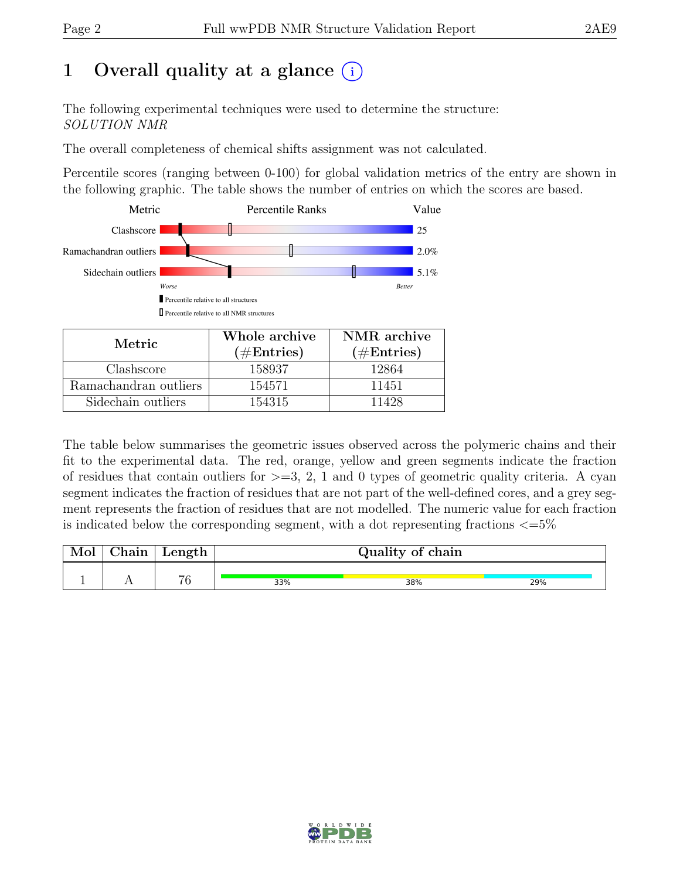# 1 Overall quality at a glance (i)

The following experimental techniques were used to determine the structure:
*SOLUTION NMR*

The overall completeness of chemical shifts assignment was not calculated.

Percentile scores (ranging between 0-100) for global validation metrics of the entry are shown in the following graphic. The table shows the number of entries on which the scores are based.

| Metric | Value |
|---|---|
| Clashscore | 25 |
| Ramachandran outliers | 2.0% |
| Sidechain outliers | 5.1% |

Worse — Better

▮ Percentile relative to all structures

▯ Percentile relative to all NMR structures

| Metric | Whole archive (#Entries) | NMR archive (#Entries) |
|---|---|---|
| Clashscore | 158937 | 12864 |
| Ramachandran outliers | 154571 | 11451 |
| Sidechain outliers | 154315 | 11428 |

The table below summarises the geometric issues observed across the polymeric chains and their fit to the experimental data. The red, orange, yellow and green segments indicate the fraction of residues that contain outliers for >=3, 2, 1 and 0 types of geometric quality criteria. A cyan segment indicates the fraction of residues that are not part of the well-defined cores, and a grey segment represents the fraction of residues that are not modelled. The numeric value for each fraction is indicated below the corresponding segment, with a dot representing fractions <=5%

| Mol | Chain | Length | Quality of chain |
|---|---|---|---|
| 1 | A | 76 | 33% (green), 38% (yellow), 29% (cyan) |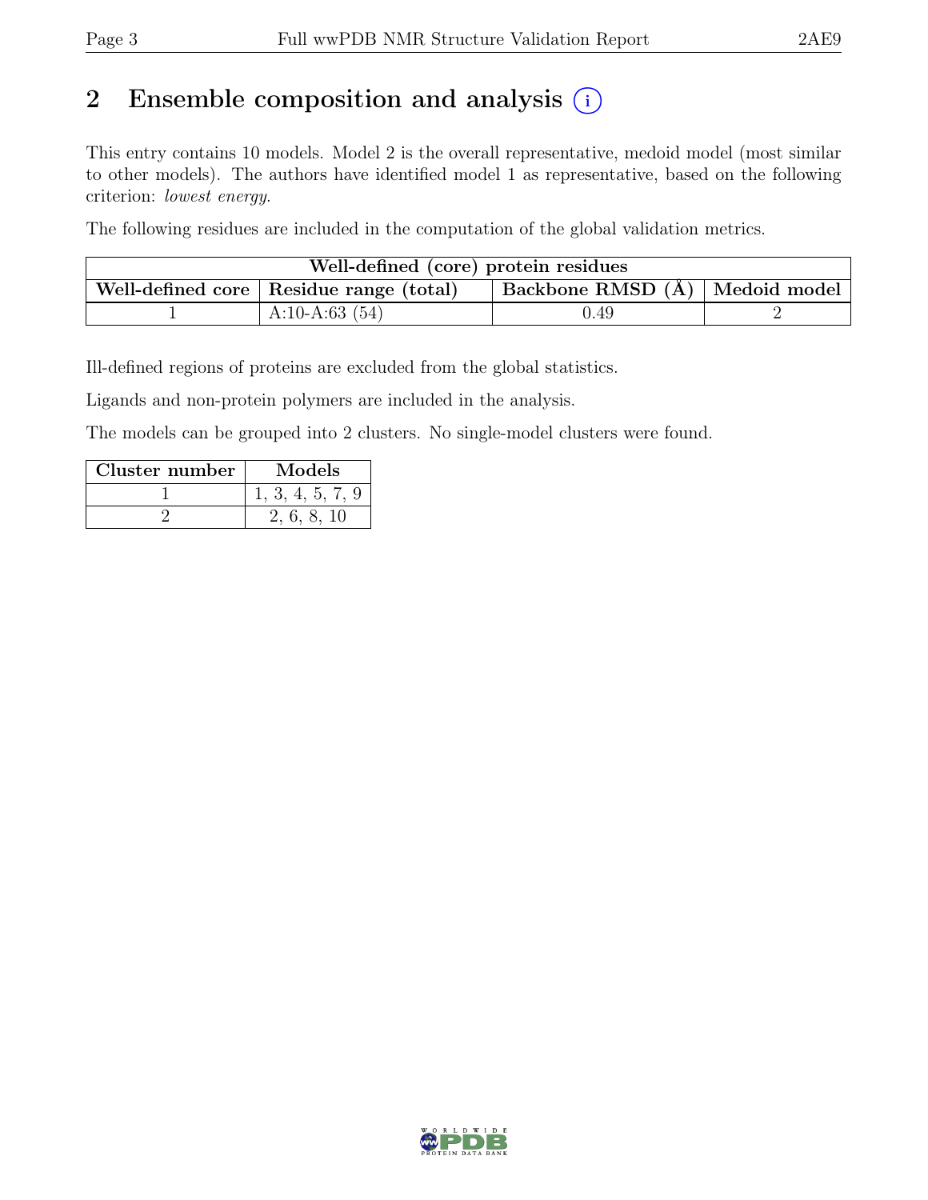# 2 Ensemble composition and analysis (i)

This entry contains 10 models. Model 2 is the overall representative, medoid model (most similar to other models). The authors have identified model 1 as representative, based on the following criterion: *lowest energy*.

The following residues are included in the computation of the global validation metrics.

| Well-defined (core) protein residues | | | |
|---|---|---|---|
| Well-defined core | Residue range (total) | Backbone RMSD (Å) | Medoid model |
| 1 | A:10-A:63 (54) | 0.49 | 2 |

Ill-defined regions of proteins are excluded from the global statistics.

Ligands and non-protein polymers are included in the analysis.

The models can be grouped into 2 clusters. No single-model clusters were found.

| Cluster number | Models |
|---|---|
| 1 | 1, 3, 4, 5, 7, 9 |
| 2 | 2, 6, 8, 10 |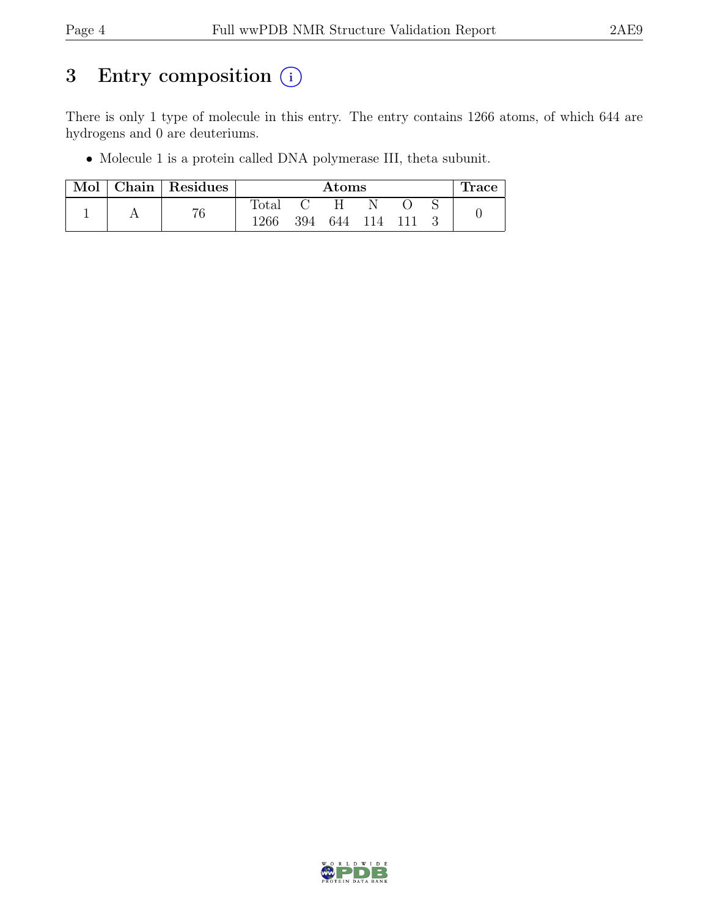# 3 Entry composition (i)

There is only 1 type of molecule in this entry. The entry contains 1266 atoms, of which 644 are hydrogens and 0 are deuteriums.

- Molecule 1 is a protein called DNA polymerase III, theta subunit.

| Mol | Chain | Residues | Atoms | | | | | | Trace |
|---|---|---|---|---|---|---|---|---|---|
| | | | Total | C | H | N | O | S | |
| 1 | A | 76 | 1266 | 394 | 644 | 114 | 111 | 3 | 0 |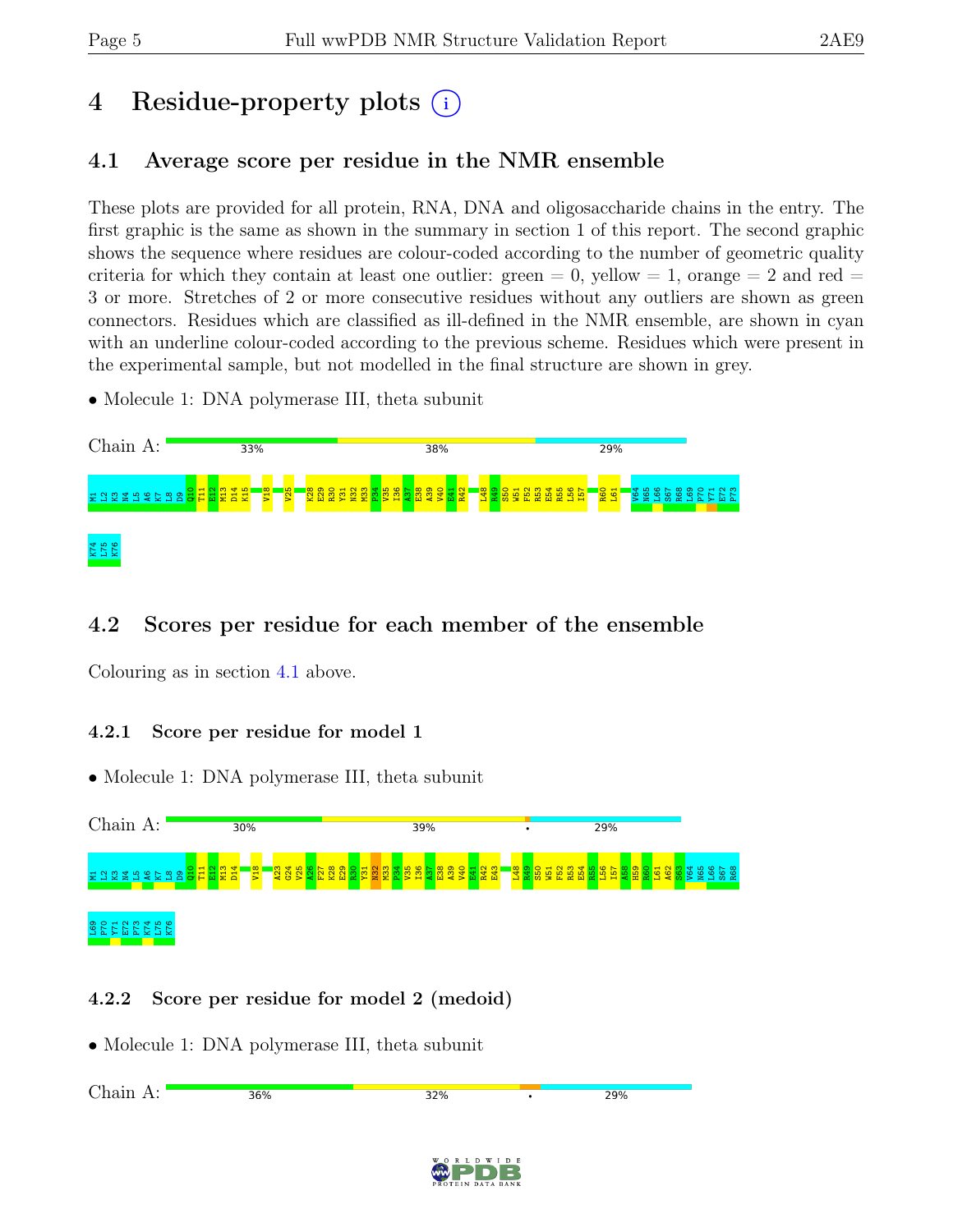# 4 Residue-property plots

## 4.1 Average score per residue in the NMR ensemble

These plots are provided for all protein, RNA, DNA and oligosaccharide chains in the entry. The first graphic is the same as shown in the summary in section 1 of this report. The second graphic shows the sequence where residues are colour-coded according to the number of geometric quality criteria for which they contain at least one outlier: green = 0, yellow = 1, orange = 2 and red = 3 or more. Stretches of 2 or more consecutive residues without any outliers are shown as green connectors. Residues which are classified as ill-defined in the NMR ensemble, are shown in cyan with an underline colour-coded according to the previous scheme. Residues which were present in the experimental sample, but not modelled in the final structure are shown in grey.

- Molecule 1: DNA polymerase III, theta subunit

Chain A: 33% 38% 29%

M1 I2 K3 N4 L5 A6 K7 L8 D9 Q10 T11 E12 M13 D14 K15 V18 V25 K28 E29 R30 Y31 N32 M33 P34 V35 I36 A37 E38 A39 V40 E41 R42 L48 R49 S50 W51 F52 R53 E54 R55 L56 I57 R60 L61 V64 N65 L66 S67 R68 L69 P70 Y71 E72 P73 K74 L75 K76

## 4.2 Scores per residue for each member of the ensemble

Colouring as in section 4.1 above.

### 4.2.1 Score per residue for model 1

- Molecule 1: DNA polymerase III, theta subunit

Chain A: 30% 39% • 29%

M1 I2 K3 N4 L5 A6 K7 L8 D9 Q10 T11 E12 M13 D14 V18 A23 G24 V25 A26 F27 K28 E29 R30 Y31 N32 M33 P34 V35 I36 A37 E38 A39 V40 E41 R42 E43 L48 R49 S50 W51 F52 R53 E54 R55 L56 I57 A58 H59 R60 L61 A62 S63 V64 N65 L66 S67 R68 L69 P70 Y71 E72 P73 K74 L75 K76

### 4.2.2 Score per residue for model 2 (medoid)

- Molecule 1: DNA polymerase III, theta subunit

Chain A: 36% 32% • 29%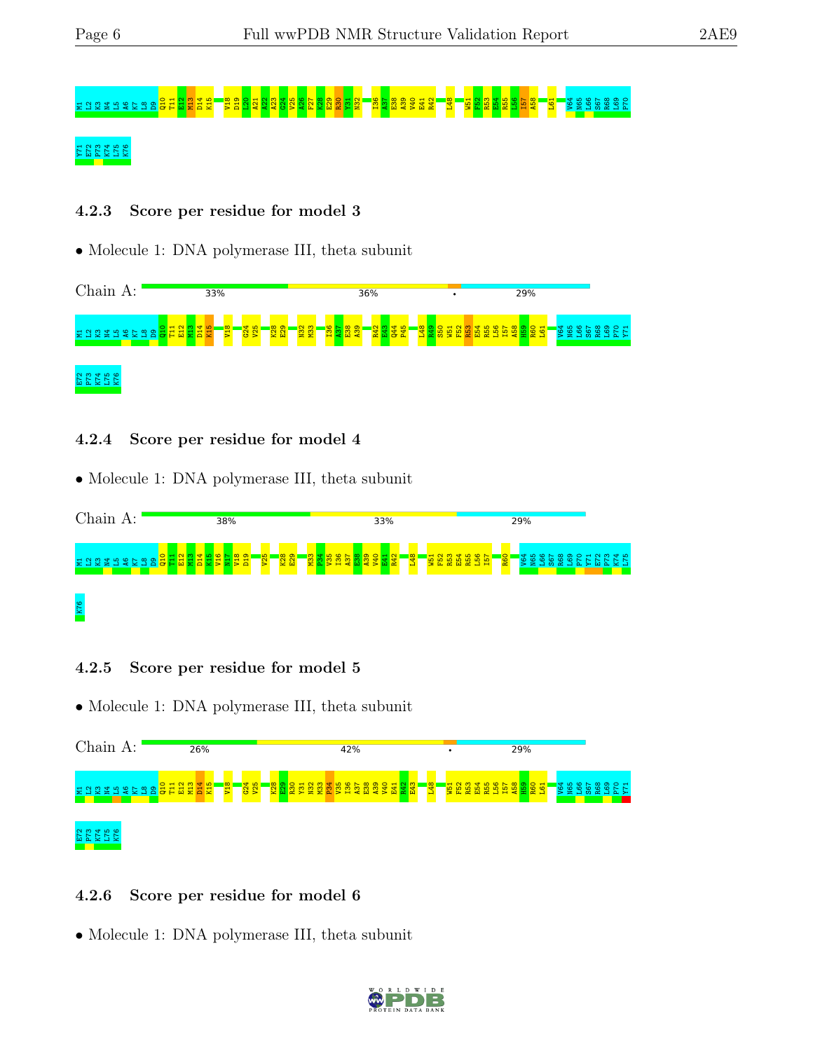M1 L2 K3 N4 L5 A6 K7 L8 D9 Q10 T11 E12 M13 D14 K15 V18 D19 L20 A21 A22 A23 G24 V25 A26 F27 K28 E29 R30 Y31 N32 I36 A37 E38 A39 V40 E41 R42 L48 W51 F52 R53 E54 R55 L56 I57 A58 L61 V64 N65 L66 S67 R68 L69 P70

Y71 E72 P73 K74 L75 K76

### 4.2.3 Score per residue for model 3

- Molecule 1: DNA polymerase III, theta subunit

Chain A: 33% 36% • 29%

M1 L2 K3 N4 L5 A6 K7 L8 D9 Q10 T11 E12 M13 D14 K15 V18 G24 V25 K28 E29 N32 M33 I36 A37 E38 A39 R42 E43 Q44 P45 L48 R49 S50 W51 F52 R53 E54 R55 L56 I57 A58 H59 R60 L61 V64 N65 L66 S67 R68 L69 P70 Y71

E72 P73 K74 L75 K76

### 4.2.4 Score per residue for model 4

- Molecule 1: DNA polymerase III, theta subunit

Chain A: 38% 33% 29%

M1 L2 K3 N4 L5 A6 K7 L8 D9 Q10 T11 E12 M13 D14 K15 V16 N17 V18 D19 V25 K28 E29 M33 P34 V35 I36 A37 E38 A39 V40 E41 R42 L48 W51 F52 R53 E54 R55 L56 I57 R60 V64 N65 L66 S67 R68 L69 P70 Y71 E72 P73 K74 L75

K76

### 4.2.5 Score per residue for model 5

- Molecule 1: DNA polymerase III, theta subunit

Chain A: 26% 42% • 29%

M1 L2 K3 N4 L5 A6 K7 L8 D9 Q10 T11 E12 M13 D14 K15 V18 G24 V25 K28 E29 R30 Y31 N32 M33 P34 V35 I36 A37 E38 A39 V40 E41 R42 E43 L48 W51 F52 R53 E54 R55 L56 I57 A58 H59 R60 L61 V64 N65 L66 S67 R68 L69 P70 Y71

E72 P73 K74 L75 K76

### 4.2.6 Score per residue for model 6

- Molecule 1: DNA polymerase III, theta subunit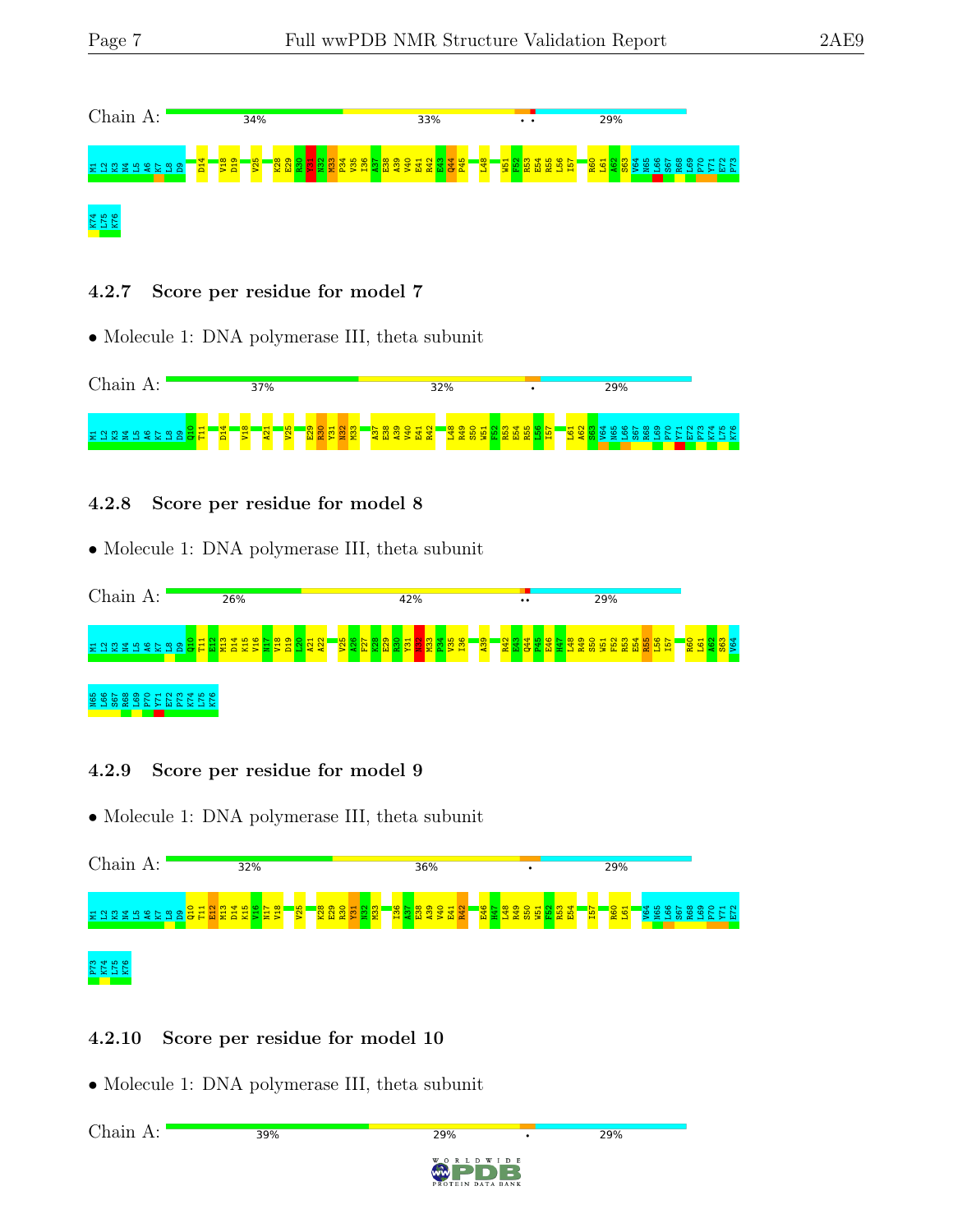Chain A: 34% 33% • • 29%

M1 L2 K3 N4 L5 A6 K7 L8 D9 D14 V18 D19 V25 K28 E29 R30 Y31 N32 M33 P34 V35 I36 A37 E38 A39 V40 E41 R42 E43 Q44 P45 L48 W51 F52 R53 E54 R55 L56 I57 R60 L61 A62 S63 V64 N65 L66 S67 R68 L69 P70 Y71 E72 P73 K74 L75 K76

#### 4.2.7 Score per residue for model 7

- Molecule 1: DNA polymerase III, theta subunit

Chain A: 37% 32% • 29%

M1 L2 K3 N4 L5 A6 K7 L8 D9 Q10 T11 D14 V18 A21 V25 E29 R30 Y31 N32 M33 A37 E38 A39 V40 E41 R42 L48 R49 S50 W51 F52 R53 E54 R55 L56 I57 L61 A62 S63 V64 N65 L66 S67 R68 L69 P70 Y71 E72 P73 K74 L75 K76

#### 4.2.8 Score per residue for model 8

- Molecule 1: DNA polymerase III, theta subunit

Chain A: 26% 42% •• 29%

M1 L2 K3 N4 L5 A6 K7 L8 D9 Q10 T11 E12 M13 D14 K15 V16 M17 V18 D19 L20 A21 A22 V25 A26 F27 K28 E29 R30 Y31 N32 M33 P34 V35 I36 A39 R42 E43 Q44 P45 E46 H47 L48 R49 S50 W51 F52 R53 E54 R55 L56 I57 R60 L61 A62 S63 V64 N65 L66 S67 R68 L69 P70 Y71 E72 P73 K74 L75 K76

#### 4.2.9 Score per residue for model 9

- Molecule 1: DNA polymerase III, theta subunit

Chain A: 32% 36% • 29%

M1 L2 K3 N4 L5 A6 K7 L8 D9 Q10 T11 E12 M13 D14 K15 V16 M17 V18 V25 K28 E29 R30 Y31 N32 M33 I36 A37 E38 A39 V40 E41 R42 E46 H47 L48 R49 S50 W51 F52 R53 E54 I57 R60 L61 V64 N65 L66 S67 R68 L69 P70 Y71 E72 P73 K74 L75 K76

#### 4.2.10 Score per residue for model 10

- Molecule 1: DNA polymerase III, theta subunit

Chain A: 39% 29% • 29%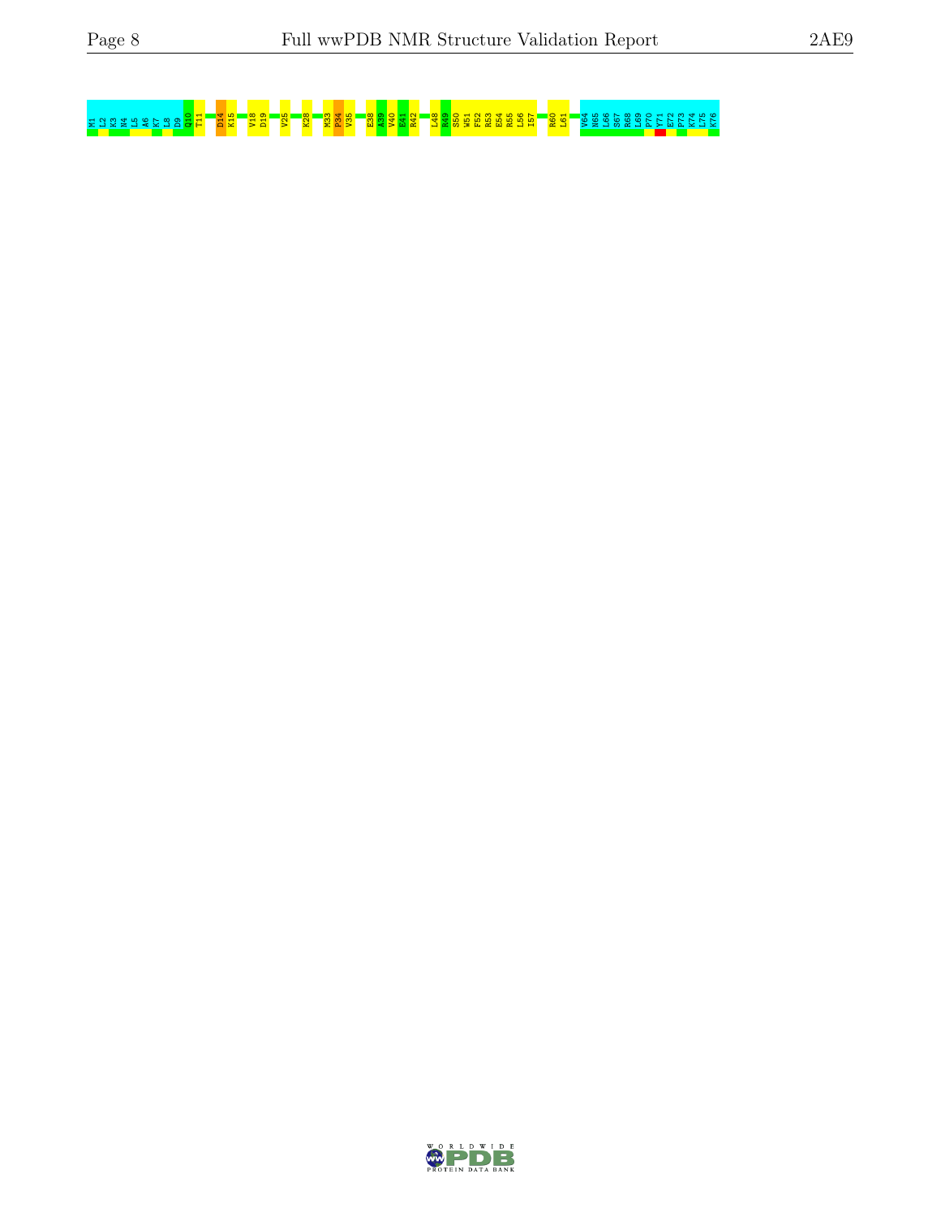M1 L2 K3 N4 L5 A6 K7 L8 D9 Q10 T11 D14 K15 V18 D19 V25 K28 M33 P34 V35 E38 A39 V40 E41 R42 L48 R49 S50 W51 F52 R53 E54 R55 L56 I57 R60 L61 V64 N65 L66 S67 R68 L69 P70 Y71 E72 P73 K74 L75 K76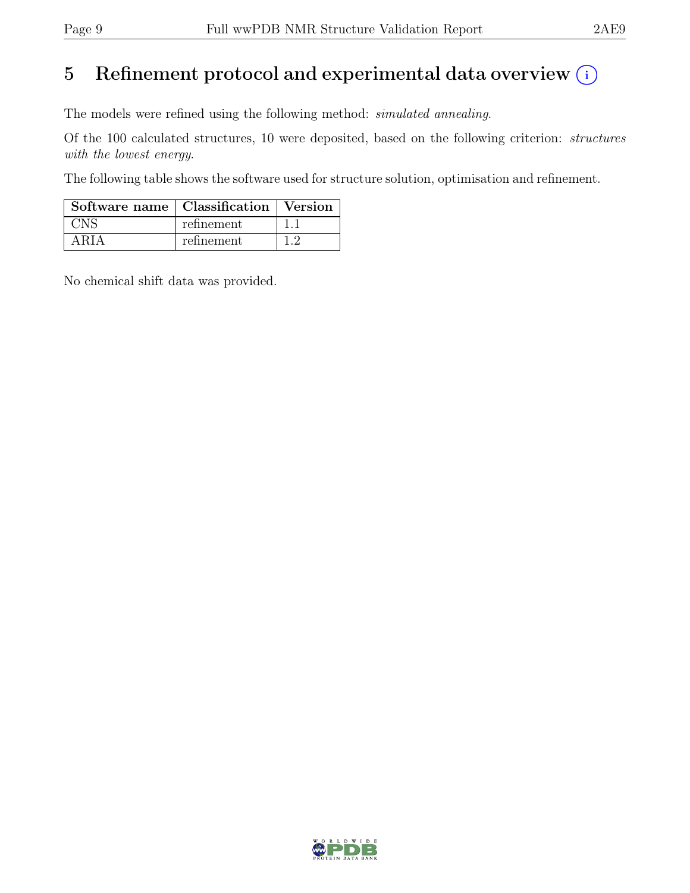# 5 Refinement protocol and experimental data overview (i)

The models were refined using the following method: *simulated annealing*.

Of the 100 calculated structures, 10 were deposited, based on the following criterion: *structures with the lowest energy*.

The following table shows the software used for structure solution, optimisation and refinement.

| Software name | Classification | Version |
|---|---|---|
| CNS | refinement | 1.1 |
| ARIA | refinement | 1.2 |

No chemical shift data was provided.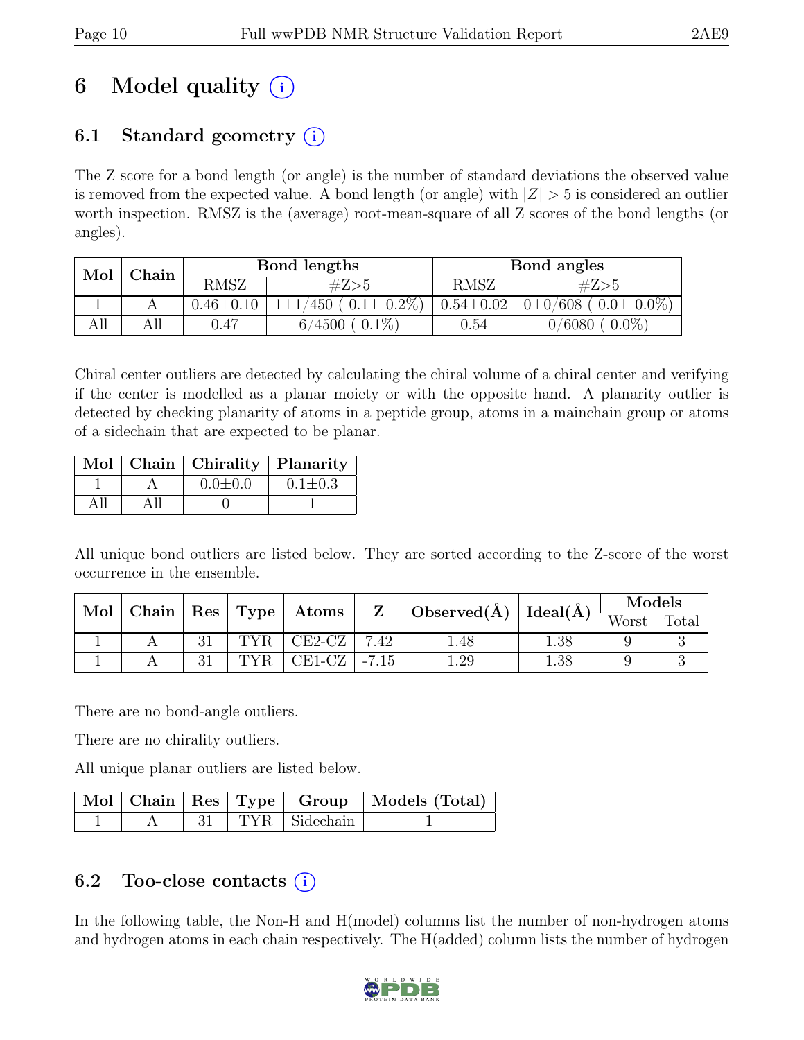# 6 Model quality (i)

## 6.1 Standard geometry (i)

The Z score for a bond length (or angle) is the number of standard deviations the observed value is removed from the expected value. A bond length (or angle) with $|Z| > 5$ is considered an outlier worth inspection. RMSZ is the (average) root-mean-square of all Z scores of the bond lengths (or angles).

| Mol | Chain | Bond lengths | | Bond angles | |
|---|---|---|---|---|---|
| | | RMSZ | #Z>5 | RMSZ | #Z>5 |
| 1 | A | 0.46±0.10 | 1±1/450 ( 0.1± 0.2%) | 0.54±0.02 | 0±0/608 ( 0.0± 0.0%) |
| All | All | 0.47 | 6/4500 ( 0.1%) | 0.54 | 0/6080 ( 0.0%) |

Chiral center outliers are detected by calculating the chiral volume of a chiral center and verifying if the center is modelled as a planar moiety or with the opposite hand. A planarity outlier is detected by checking planarity of atoms in a peptide group, atoms in a mainchain group or atoms of a sidechain that are expected to be planar.

| Mol | Chain | Chirality | Planarity |
|---|---|---|---|
| 1 | A | 0.0±0.0 | 0.1±0.3 |
| All | All | 0 | 1 |

All unique bond outliers are listed below. They are sorted according to the Z-score of the worst occurrence in the ensemble.

| Mol | Chain | Res | Type | Atoms | Z | Observed(Å) | Ideal(Å) | Models | |
|---|---|---|---|---|---|---|---|---|---|
| | | | | | | | | Worst | Total |
| 1 | A | 31 | TYR | CE2-CZ | 7.42 | 1.48 | 1.38 | 9 | 3 |
| 1 | A | 31 | TYR | CE1-CZ | -7.15 | 1.29 | 1.38 | 9 | 3 |

There are no bond-angle outliers.

There are no chirality outliers.

All unique planar outliers are listed below.

| Mol | Chain | Res | Type | Group | Models (Total) |
|---|---|---|---|---|---|
| 1 | A | 31 | TYR | Sidechain | 1 |

## 6.2 Too-close contacts (i)

In the following table, the Non-H and H(model) columns list the number of non-hydrogen atoms and hydrogen atoms in each chain respectively. The H(added) column lists the number of hydrogen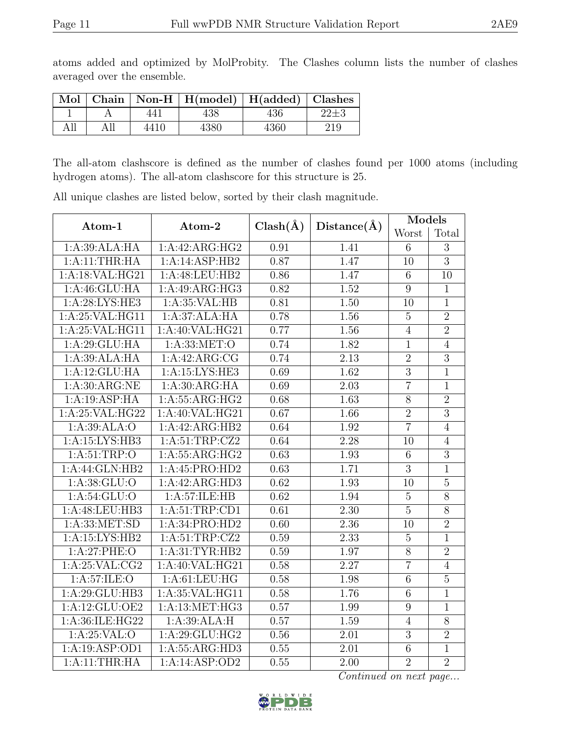atoms added and optimized by MolProbity. The Clashes column lists the number of clashes averaged over the ensemble.

| Mol | Chain | Non-H | H(model) | H(added) | Clashes |
|---|---|---|---|---|---|
| 1 | A | 441 | 438 | 436 | 22±3 |
| All | All | 4410 | 4380 | 4360 | 219 |

The all-atom clashscore is defined as the number of clashes found per 1000 atoms (including hydrogen atoms). The all-atom clashscore for this structure is 25.

All unique clashes are listed below, sorted by their clash magnitude.

| Atom-1 | Atom-2 | Clash(Å) | Distance(Å) | Models | |
|---|---|---|---|---|---|
| | | | | Worst | Total |
| 1:A:39:ALA:HA | 1:A:42:ARG:HG2 | 0.91 | 1.41 | 6 | 3 |
| 1:A:11:THR:HA | 1:A:14:ASP:HB2 | 0.87 | 1.47 | 10 | 3 |
| 1:A:18:VAL:HG21 | 1:A:48:LEU:HB2 | 0.86 | 1.47 | 6 | 10 |
| 1:A:46:GLU:HA | 1:A:49:ARG:HG3 | 0.82 | 1.52 | 9 | 1 |
| 1:A:28:LYS:HE3 | 1:A:35:VAL:HB | 0.81 | 1.50 | 10 | 1 |
| 1:A:25:VAL:HG11 | 1:A:37:ALA:HA | 0.78 | 1.56 | 5 | 2 |
| 1:A:25:VAL:HG11 | 1:A:40:VAL:HG21 | 0.77 | 1.56 | 4 | 2 |
| 1:A:29:GLU:HA | 1:A:33:MET:O | 0.74 | 1.82 | 1 | 4 |
| 1:A:39:ALA:HA | 1:A:42:ARG:CG | 0.74 | 2.13 | 2 | 3 |
| 1:A:12:GLU:HA | 1:A:15:LYS:HE3 | 0.69 | 1.62 | 3 | 1 |
| 1:A:30:ARG:NE | 1:A:30:ARG:HA | 0.69 | 2.03 | 7 | 1 |
| 1:A:19:ASP:HA | 1:A:55:ARG:HG2 | 0.68 | 1.63 | 8 | 2 |
| 1:A:25:VAL:HG22 | 1:A:40:VAL:HG21 | 0.67 | 1.66 | 2 | 3 |
| 1:A:39:ALA:O | 1:A:42:ARG:HB2 | 0.64 | 1.92 | 7 | 4 |
| 1:A:15:LYS:HB3 | 1:A:51:TRP:CZ2 | 0.64 | 2.28 | 10 | 4 |
| 1:A:51:TRP:O | 1:A:55:ARG:HG2 | 0.63 | 1.93 | 6 | 3 |
| 1:A:44:GLN:HB2 | 1:A:45:PRO:HD2 | 0.63 | 1.71 | 3 | 1 |
| 1:A:38:GLU:O | 1:A:42:ARG:HD3 | 0.62 | 1.93 | 10 | 5 |
| 1:A:54:GLU:O | 1:A:57:ILE:HB | 0.62 | 1.94 | 5 | 8 |
| 1:A:48:LEU:HB3 | 1:A:51:TRP:CD1 | 0.61 | 2.30 | 5 | 8 |
| 1:A:33:MET:SD | 1:A:34:PRO:HD2 | 0.60 | 2.36 | 10 | 2 |
| 1:A:15:LYS:HB2 | 1:A:51:TRP:CZ2 | 0.59 | 2.33 | 5 | 1 |
| 1:A:27:PHE:O | 1:A:31:TYR:HB2 | 0.59 | 1.97 | 8 | 2 |
| 1:A:25:VAL:CG2 | 1:A:40:VAL:HG21 | 0.58 | 2.27 | 7 | 4 |
| 1:A:57:ILE:O | 1:A:61:LEU:HG | 0.58 | 1.98 | 6 | 5 |
| 1:A:29:GLU:HB3 | 1:A:35:VAL:HG11 | 0.58 | 1.76 | 6 | 1 |
| 1:A:12:GLU:OE2 | 1:A:13:MET:HG3 | 0.57 | 1.99 | 9 | 1 |
| 1:A:36:ILE:HG22 | 1:A:39:ALA:H | 0.57 | 1.59 | 4 | 8 |
| 1:A:25:VAL:O | 1:A:29:GLU:HG2 | 0.56 | 2.01 | 3 | 2 |
| 1:A:19:ASP:OD1 | 1:A:55:ARG:HD3 | 0.55 | 2.01 | 6 | 1 |
| 1:A:11:THR:HA | 1:A:14:ASP:OD2 | 0.55 | 2.00 | 2 | 2 |

*Continued on next page...*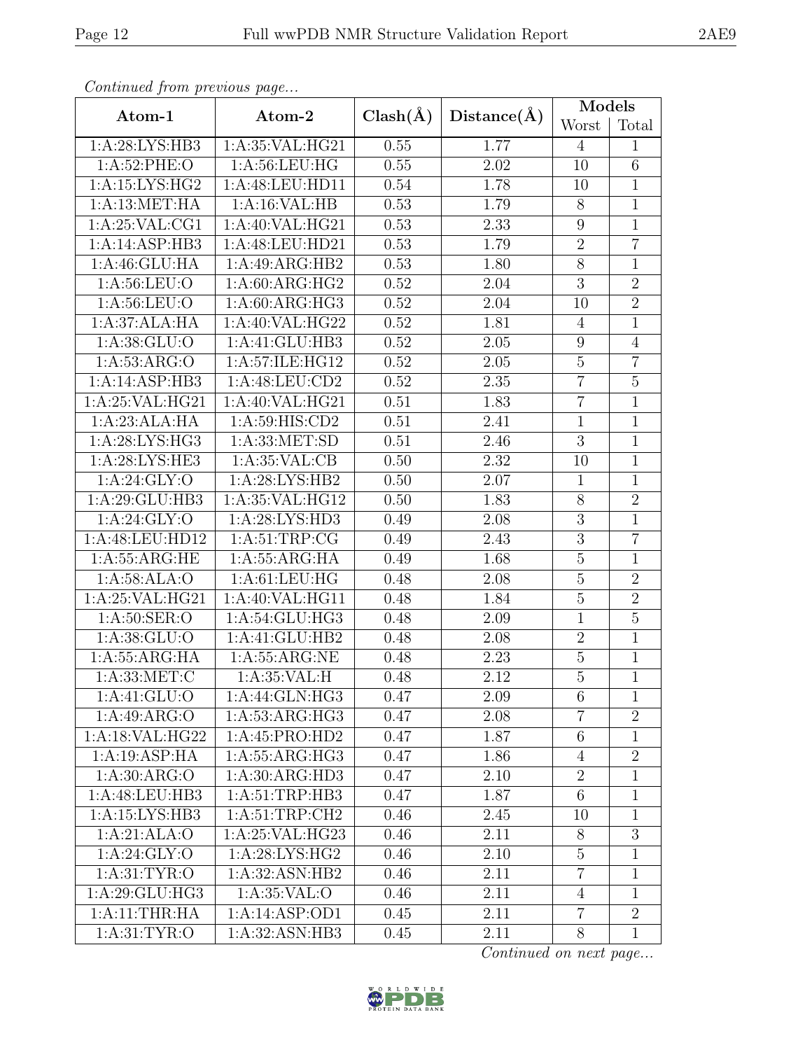*Continued from previous page...*

| Atom-1 | Atom-2 | Clash(Å) | Distance(Å) | Models | |
|---|---|---|---|---|---|
| | | | | Worst | Total |
| 1:A:28:LYS:HB3 | 1:A:35:VAL:HG21 | 0.55 | 1.77 | 4 | 1 |
| 1:A:52:PHE:O | 1:A:56:LEU:HG | 0.55 | 2.02 | 10 | 6 |
| 1:A:15:LYS:HG2 | 1:A:48:LEU:HD11 | 0.54 | 1.78 | 10 | 1 |
| 1:A:13:MET:HA | 1:A:16:VAL:HB | 0.53 | 1.79 | 8 | 1 |
| 1:A:25:VAL:CG1 | 1:A:40:VAL:HG21 | 0.53 | 2.33 | 9 | 1 |
| 1:A:14:ASP:HB3 | 1:A:48:LEU:HD21 | 0.53 | 1.79 | 2 | 7 |
| 1:A:46:GLU:HA | 1:A:49:ARG:HB2 | 0.53 | 1.80 | 8 | 1 |
| 1:A:56:LEU:O | 1:A:60:ARG:HG2 | 0.52 | 2.04 | 3 | 2 |
| 1:A:56:LEU:O | 1:A:60:ARG:HG3 | 0.52 | 2.04 | 10 | 2 |
| 1:A:37:ALA:HA | 1:A:40:VAL:HG22 | 0.52 | 1.81 | 4 | 1 |
| 1:A:38:GLU:O | 1:A:41:GLU:HB3 | 0.52 | 2.05 | 9 | 4 |
| 1:A:53:ARG:O | 1:A:57:ILE:HG12 | 0.52 | 2.05 | 5 | 7 |
| 1:A:14:ASP:HB3 | 1:A:48:LEU:CD2 | 0.52 | 2.35 | 7 | 5 |
| 1:A:25:VAL:HG21 | 1:A:40:VAL:HG21 | 0.51 | 1.83 | 7 | 1 |
| 1:A:23:ALA:HA | 1:A:59:HIS:CD2 | 0.51 | 2.41 | 1 | 1 |
| 1:A:28:LYS:HG3 | 1:A:33:MET:SD | 0.51 | 2.46 | 3 | 1 |
| 1:A:28:LYS:HE3 | 1:A:35:VAL:CB | 0.50 | 2.32 | 10 | 1 |
| 1:A:24:GLY:O | 1:A:28:LYS:HB2 | 0.50 | 2.07 | 1 | 1 |
| 1:A:29:GLU:HB3 | 1:A:35:VAL:HG12 | 0.50 | 1.83 | 8 | 2 |
| 1:A:24:GLY:O | 1:A:28:LYS:HD3 | 0.49 | 2.08 | 3 | 1 |
| 1:A:48:LEU:HD12 | 1:A:51:TRP:CG | 0.49 | 2.43 | 3 | 7 |
| 1:A:55:ARG:HE | 1:A:55:ARG:HA | 0.49 | 1.68 | 5 | 1 |
| 1:A:58:ALA:O | 1:A:61:LEU:HG | 0.48 | 2.08 | 5 | 2 |
| 1:A:25:VAL:HG21 | 1:A:40:VAL:HG11 | 0.48 | 1.84 | 5 | 2 |
| 1:A:50:SER:O | 1:A:54:GLU:HG3 | 0.48 | 2.09 | 1 | 5 |
| 1:A:38:GLU:O | 1:A:41:GLU:HB2 | 0.48 | 2.08 | 2 | 1 |
| 1:A:55:ARG:HA | 1:A:55:ARG:NE | 0.48 | 2.23 | 5 | 1 |
| 1:A:33:MET:C | 1:A:35:VAL:H | 0.48 | 2.12 | 5 | 1 |
| 1:A:41:GLU:O | 1:A:44:GLN:HG3 | 0.47 | 2.09 | 6 | 1 |
| 1:A:49:ARG:O | 1:A:53:ARG:HG3 | 0.47 | 2.08 | 7 | 2 |
| 1:A:18:VAL:HG22 | 1:A:45:PRO:HD2 | 0.47 | 1.87 | 6 | 1 |
| 1:A:19:ASP:HA | 1:A:55:ARG:HG3 | 0.47 | 1.86 | 4 | 2 |
| 1:A:30:ARG:O | 1:A:30:ARG:HD3 | 0.47 | 2.10 | 2 | 1 |
| 1:A:48:LEU:HB3 | 1:A:51:TRP:HB3 | 0.47 | 1.87 | 6 | 1 |
| 1:A:15:LYS:HB3 | 1:A:51:TRP:CH2 | 0.46 | 2.45 | 10 | 1 |
| 1:A:21:ALA:O | 1:A:25:VAL:HG23 | 0.46 | 2.11 | 8 | 3 |
| 1:A:24:GLY:O | 1:A:28:LYS:HG2 | 0.46 | 2.10 | 5 | 1 |
| 1:A:31:TYR:O | 1:A:32:ASN:HB2 | 0.46 | 2.11 | 7 | 1 |
| 1:A:29:GLU:HG3 | 1:A:35:VAL:O | 0.46 | 2.11 | 4 | 1 |
| 1:A:11:THR:HA | 1:A:14:ASP:OD1 | 0.45 | 2.11 | 7 | 2 |
| 1:A:31:TYR:O | 1:A:32:ASN:HB3 | 0.45 | 2.11 | 8 | 1 |

*Continued on next page...*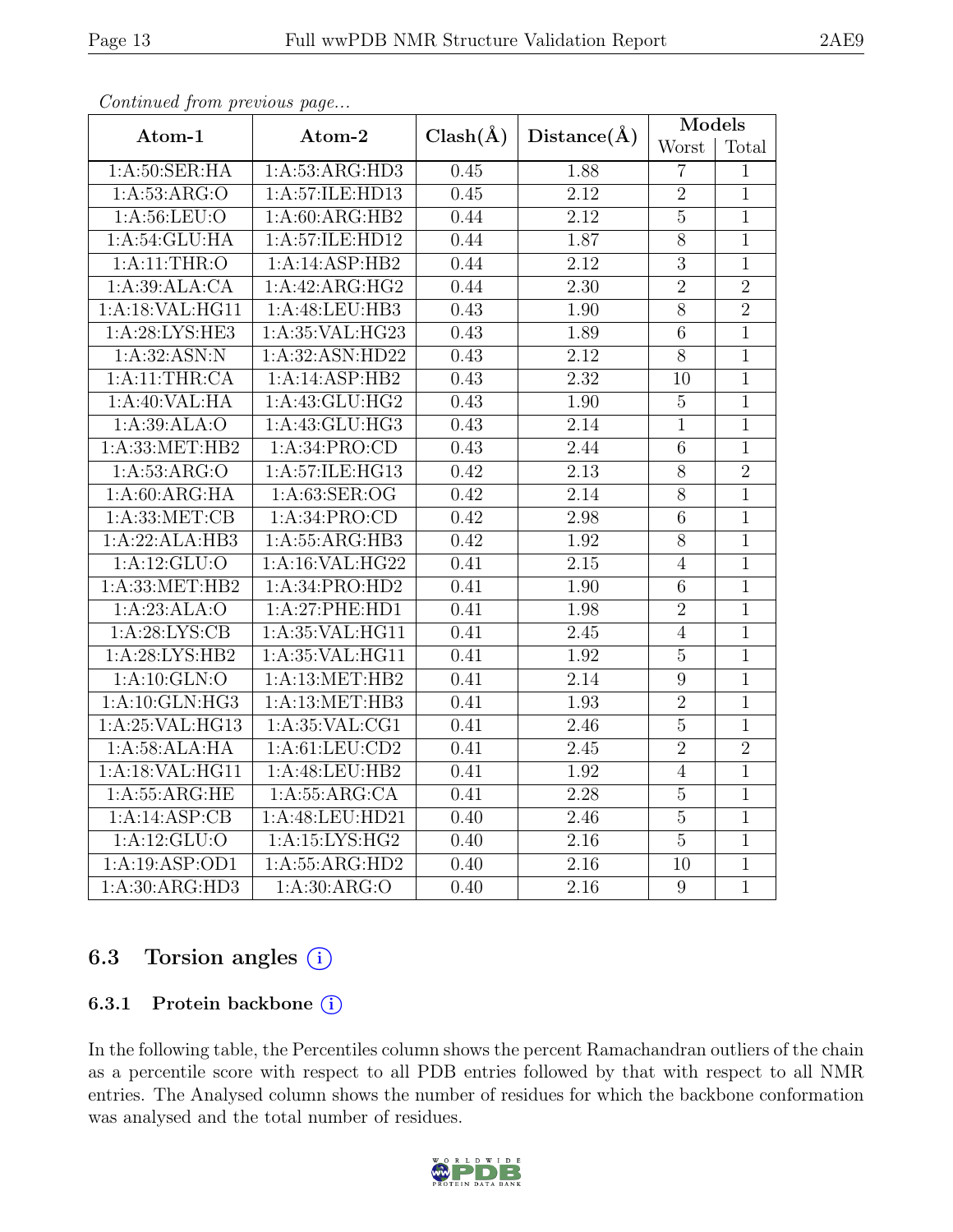*Continued from previous page...*

| Atom-1 | Atom-2 | Clash(Å) | Distance(Å) | Models | |
|---|---|---|---|---|---|
| | | | | Worst | Total |
| 1:A:50:SER:HA | 1:A:53:ARG:HD3 | 0.45 | 1.88 | 7 | 1 |
| 1:A:53:ARG:O | 1:A:57:ILE:HD13 | 0.45 | 2.12 | 2 | 1 |
| 1:A:56:LEU:O | 1:A:60:ARG:HB2 | 0.44 | 2.12 | 5 | 1 |
| 1:A:54:GLU:HA | 1:A:57:ILE:HD12 | 0.44 | 1.87 | 8 | 1 |
| 1:A:11:THR:O | 1:A:14:ASP:HB2 | 0.44 | 2.12 | 3 | 1 |
| 1:A:39:ALA:CA | 1:A:42:ARG:HG2 | 0.44 | 2.30 | 2 | 2 |
| 1:A:18:VAL:HG11 | 1:A:48:LEU:HB3 | 0.43 | 1.90 | 8 | 2 |
| 1:A:28:LYS:HE3 | 1:A:35:VAL:HG23 | 0.43 | 1.89 | 6 | 1 |
| 1:A:32:ASN:N | 1:A:32:ASN:HD22 | 0.43 | 2.12 | 8 | 1 |
| 1:A:11:THR:CA | 1:A:14:ASP:HB2 | 0.43 | 2.32 | 10 | 1 |
| 1:A:40:VAL:HA | 1:A:43:GLU:HG2 | 0.43 | 1.90 | 5 | 1 |
| 1:A:39:ALA:O | 1:A:43:GLU:HG3 | 0.43 | 2.14 | 1 | 1 |
| 1:A:33:MET:HB2 | 1:A:34:PRO:CD | 0.43 | 2.44 | 6 | 1 |
| 1:A:53:ARG:O | 1:A:57:ILE:HG13 | 0.42 | 2.13 | 8 | 2 |
| 1:A:60:ARG:HA | 1:A:63:SER:OG | 0.42 | 2.14 | 8 | 1 |
| 1:A:33:MET:CB | 1:A:34:PRO:CD | 0.42 | 2.98 | 6 | 1 |
| 1:A:22:ALA:HB3 | 1:A:55:ARG:HB3 | 0.42 | 1.92 | 8 | 1 |
| 1:A:12:GLU:O | 1:A:16:VAL:HG22 | 0.41 | 2.15 | 4 | 1 |
| 1:A:33:MET:HB2 | 1:A:34:PRO:HD2 | 0.41 | 1.90 | 6 | 1 |
| 1:A:23:ALA:O | 1:A:27:PHE:HD1 | 0.41 | 1.98 | 2 | 1 |
| 1:A:28:LYS:CB | 1:A:35:VAL:HG11 | 0.41 | 2.45 | 4 | 1 |
| 1:A:28:LYS:HB2 | 1:A:35:VAL:HG11 | 0.41 | 1.92 | 5 | 1 |
| 1:A:10:GLN:O | 1:A:13:MET:HB2 | 0.41 | 2.14 | 9 | 1 |
| 1:A:10:GLN:HG3 | 1:A:13:MET:HB3 | 0.41 | 1.93 | 2 | 1 |
| 1:A:25:VAL:HG13 | 1:A:35:VAL:CG1 | 0.41 | 2.46 | 5 | 1 |
| 1:A:58:ALA:HA | 1:A:61:LEU:CD2 | 0.41 | 2.45 | 2 | 2 |
| 1:A:18:VAL:HG11 | 1:A:48:LEU:HB2 | 0.41 | 1.92 | 4 | 1 |
| 1:A:55:ARG:HE | 1:A:55:ARG:CA | 0.41 | 2.28 | 5 | 1 |
| 1:A:14:ASP:CB | 1:A:48:LEU:HD21 | 0.40 | 2.46 | 5 | 1 |
| 1:A:12:GLU:O | 1:A:15:LYS:HG2 | 0.40 | 2.16 | 5 | 1 |
| 1:A:19:ASP:OD1 | 1:A:55:ARG:HD2 | 0.40 | 2.16 | 10 | 1 |
| 1:A:30:ARG:HD3 | 1:A:30:ARG:O | 0.40 | 2.16 | 9 | 1 |

## 6.3 Torsion angles

### 6.3.1 Protein backbone

In the following table, the Percentiles column shows the percent Ramachandran outliers of the chain as a percentile score with respect to all PDB entries followed by that with respect to all NMR entries. The Analysed column shows the number of residues for which the backbone conformation was analysed and the total number of residues.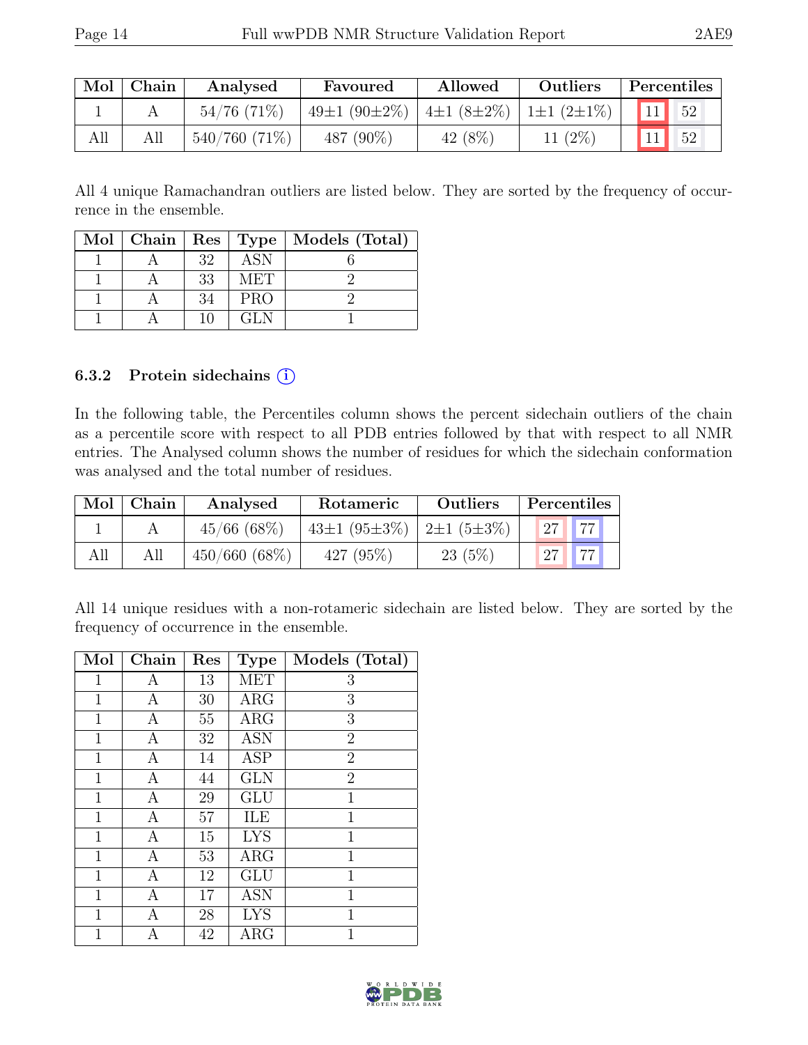| Mol | Chain | Analysed | Favoured | Allowed | Outliers | Percentiles | |
|---|---|---|---|---|---|---|---|
| 1 | A | 54/76 (71%) | 49±1 (90±2%) | 4±1 (8±2%) | 1±1 (2±1%) | 11 | 52 |
| All | All | 540/760 (71%) | 487 (90%) | 42 (8%) | 11 (2%) | 11 | 52 |

All 4 unique Ramachandran outliers are listed below. They are sorted by the frequency of occurrence in the ensemble.

| Mol | Chain | Res | Type | Models (Total) |
|---|---|---|---|---|
| 1 | A | 32 | ASN | 6 |
| 1 | A | 33 | MET | 2 |
| 1 | A | 34 | PRO | 2 |
| 1 | A | 10 | GLN | 1 |

### 6.3.2 Protein sidechains (i)

In the following table, the Percentiles column shows the percent sidechain outliers of the chain as a percentile score with respect to all PDB entries followed by that with respect to all NMR entries. The Analysed column shows the number of residues for which the sidechain conformation was analysed and the total number of residues.

| Mol | Chain | Analysed | Rotameric | Outliers | Percentiles | |
|---|---|---|---|---|---|---|
| 1 | A | 45/66 (68%) | 43±1 (95±3%) | 2±1 (5±3%) | 27 | 77 |
| All | All | 450/660 (68%) | 427 (95%) | 23 (5%) | 27 | 77 |

All 14 unique residues with a non-rotameric sidechain are listed below. They are sorted by the frequency of occurrence in the ensemble.

| Mol | Chain | Res | Type | Models (Total) |
|---|---|---|---|---|
| 1 | A | 13 | MET | 3 |
| 1 | A | 30 | ARG | 3 |
| 1 | A | 55 | ARG | 3 |
| 1 | A | 32 | ASN | 2 |
| 1 | A | 14 | ASP | 2 |
| 1 | A | 44 | GLN | 2 |
| 1 | A | 29 | GLU | 1 |
| 1 | A | 57 | ILE | 1 |
| 1 | A | 15 | LYS | 1 |
| 1 | A | 53 | ARG | 1 |
| 1 | A | 12 | GLU | 1 |
| 1 | A | 17 | ASN | 1 |
| 1 | A | 28 | LYS | 1 |
| 1 | A | 42 | ARG | 1 |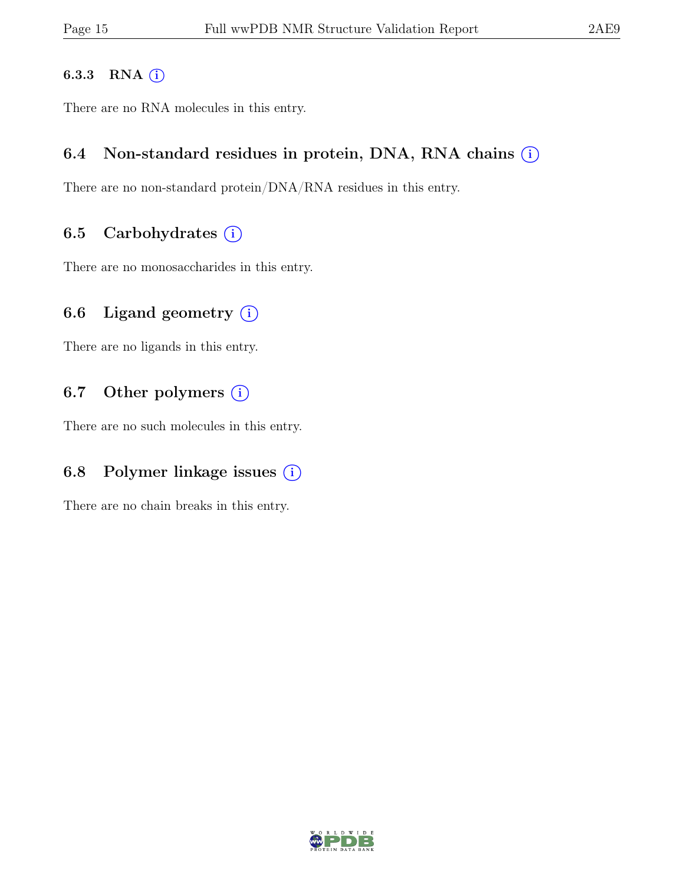### 6.3.3 RNA

There are no RNA molecules in this entry.

## 6.4 Non-standard residues in protein, DNA, RNA chains

There are no non-standard protein/DNA/RNA residues in this entry.

## 6.5 Carbohydrates

There are no monosaccharides in this entry.

## 6.6 Ligand geometry

There are no ligands in this entry.

## 6.7 Other polymers

There are no such molecules in this entry.

## 6.8 Polymer linkage issues

There are no chain breaks in this entry.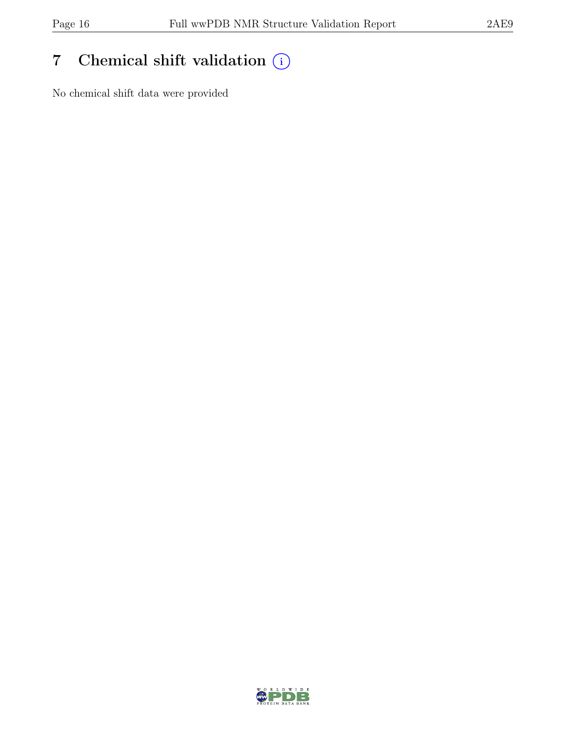# 7 Chemical shift validation (i)

No chemical shift data were provided